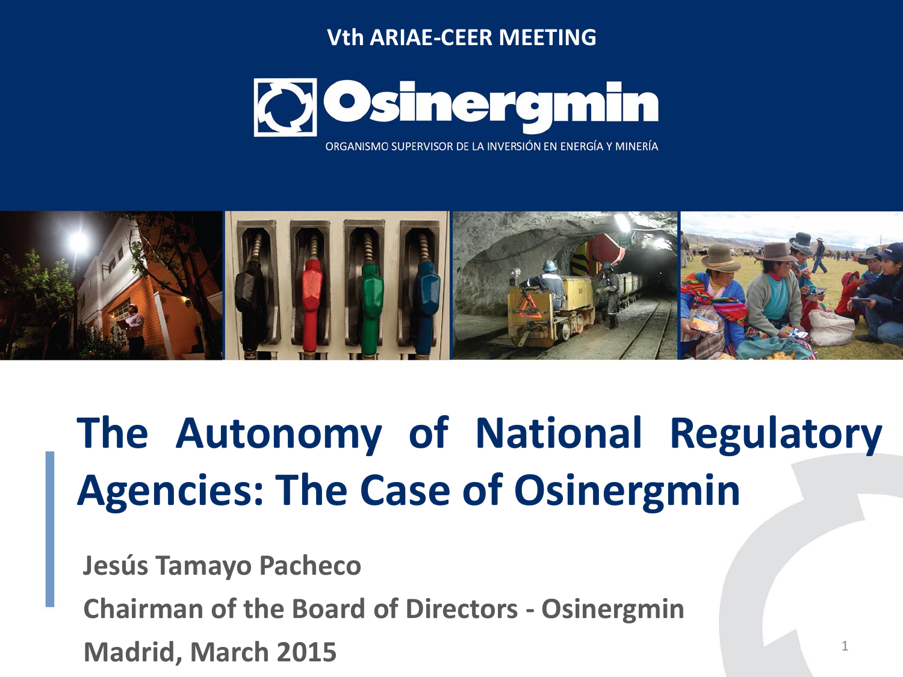Vth ARIAE-CEER MEETING

**Osinergmin**

ORGANISMO SUPERVISOR DE LA INVERSIÓN EN ENERGÍA Y MINERÍA

# The Autonomy of National Regulatory Agencies: The Case of Osinergmin

**Jesús Tamayo Pacheco**

**Chairman of the Board of Directors - Osinergmin**

**Madrid, March 2015**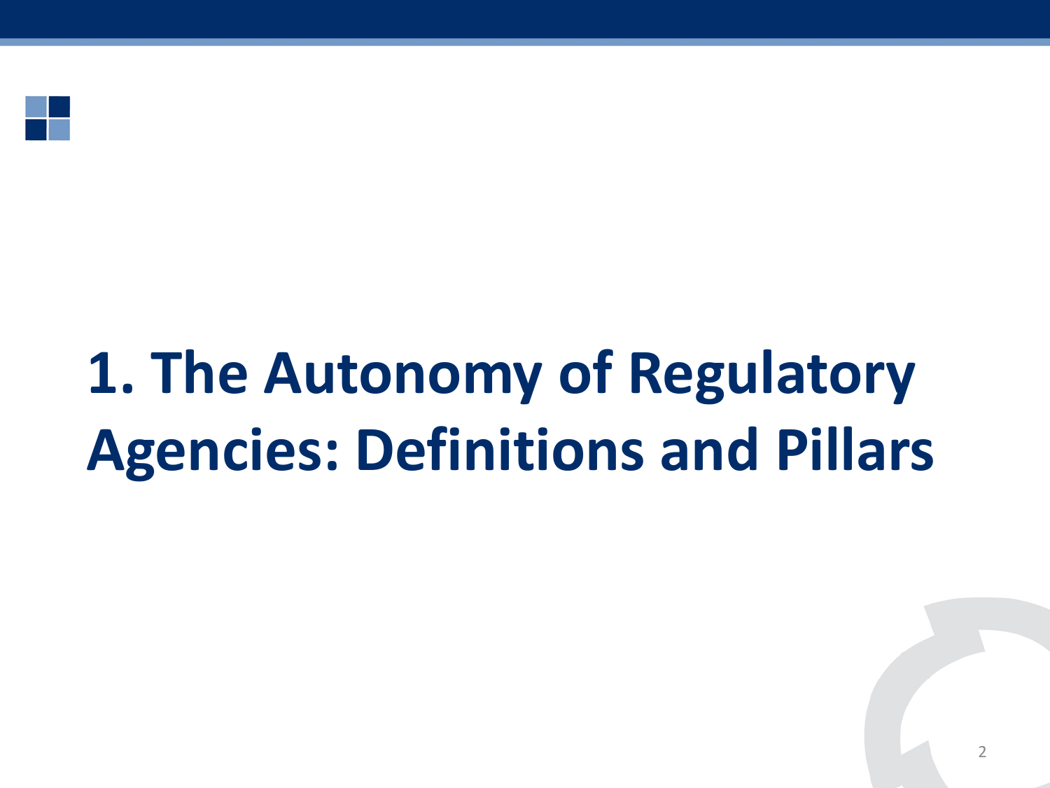# 1. The Autonomy of Regulatory Agencies: Definitions and Pillars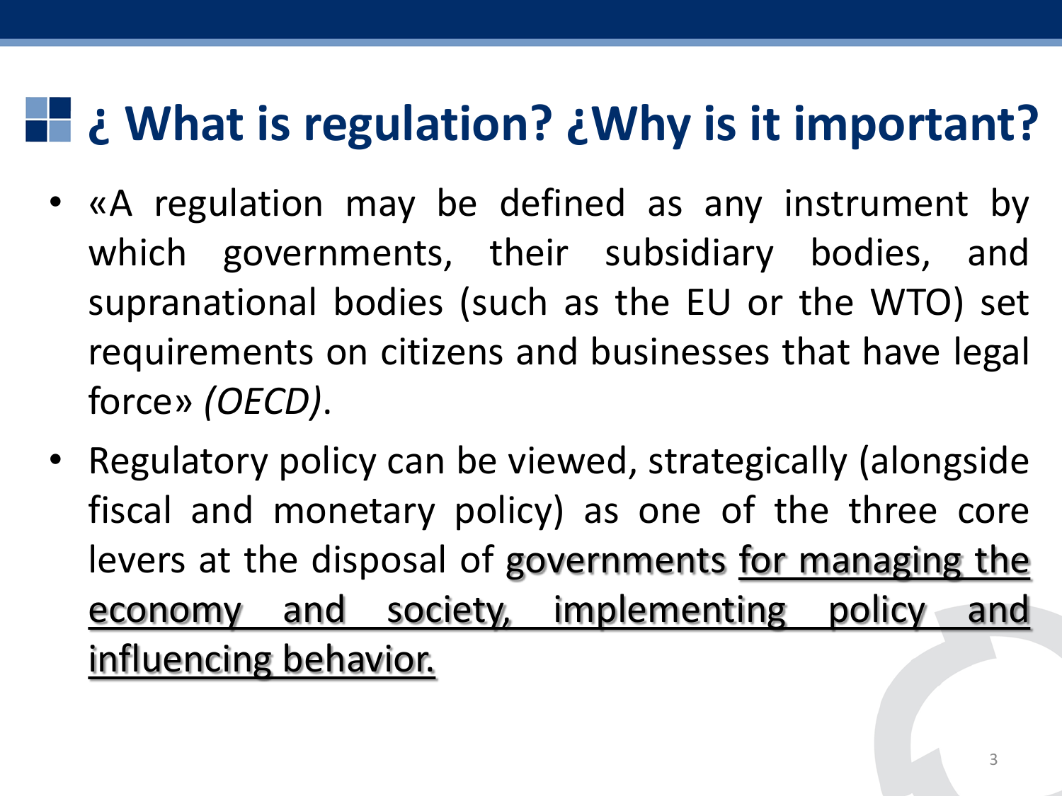# ¿ What is regulation? ¿Why is it important?

- «A regulation may be defined as any instrument by which governments, their subsidiary bodies, and supranational bodies (such as the EU or the WTO) set requirements on citizens and businesses that have legal force» *(OECD)*.
- Regulatory policy can be viewed, strategically (alongside fiscal and monetary policy) as one of the three core levers at the disposal of governments <u>for managing the economy and society, implementing policy and influencing behavior.</u>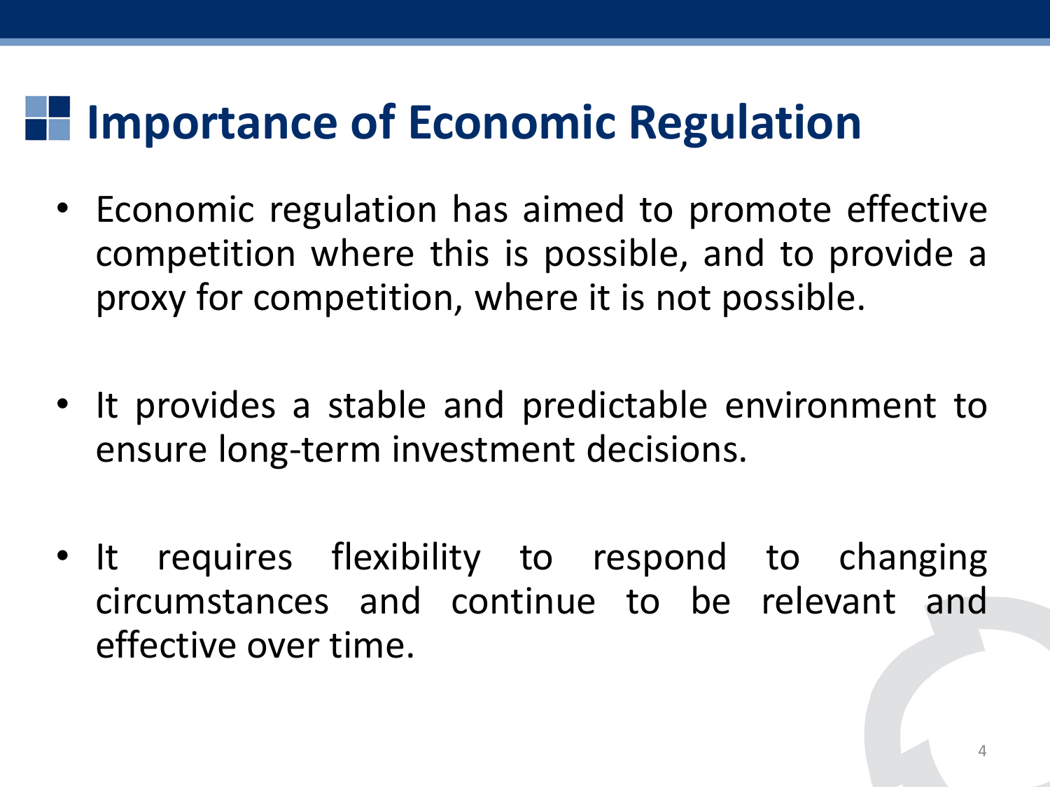# Importance of Economic Regulation

- Economic regulation has aimed to promote effective competition where this is possible, and to provide a proxy for competition, where it is not possible.

- It provides a stable and predictable environment to ensure long-term investment decisions.

- It requires flexibility to respond to changing circumstances and continue to be relevant and effective over time.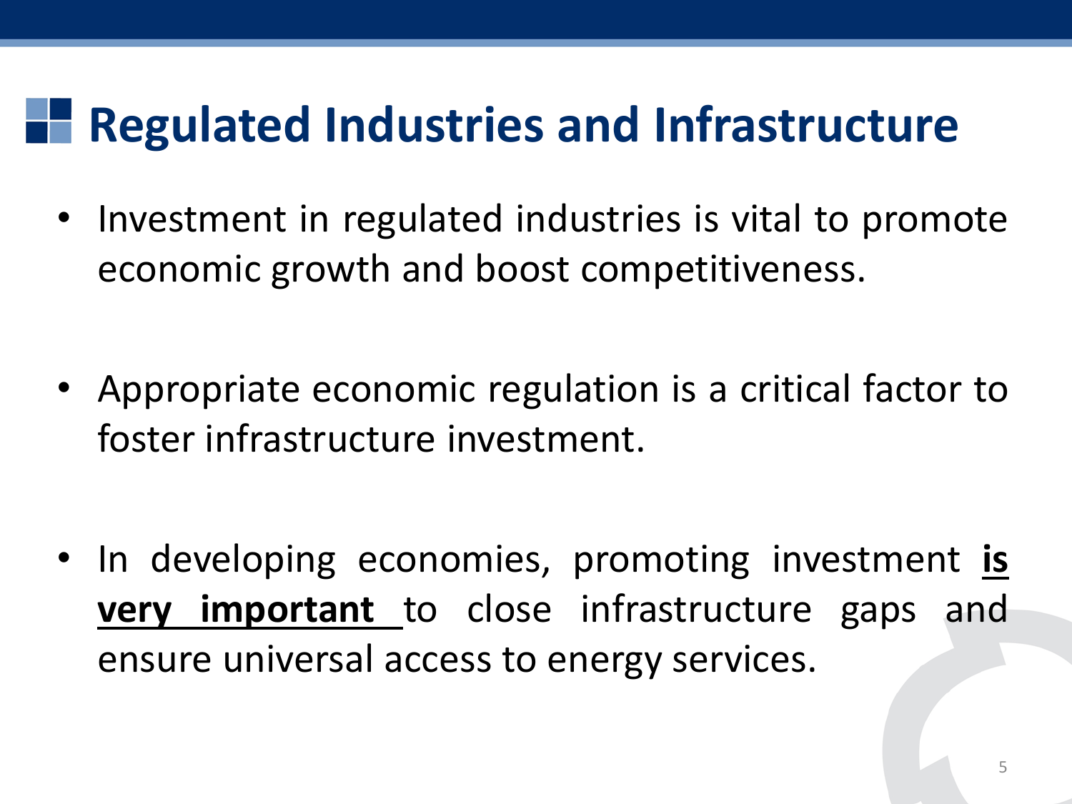# Regulated Industries and Infrastructure

- Investment in regulated industries is vital to promote economic growth and boost competitiveness.

- Appropriate economic regulation is a critical factor to foster infrastructure investment.

- In developing economies, promoting investment **is very important** to close infrastructure gaps and ensure universal access to energy services.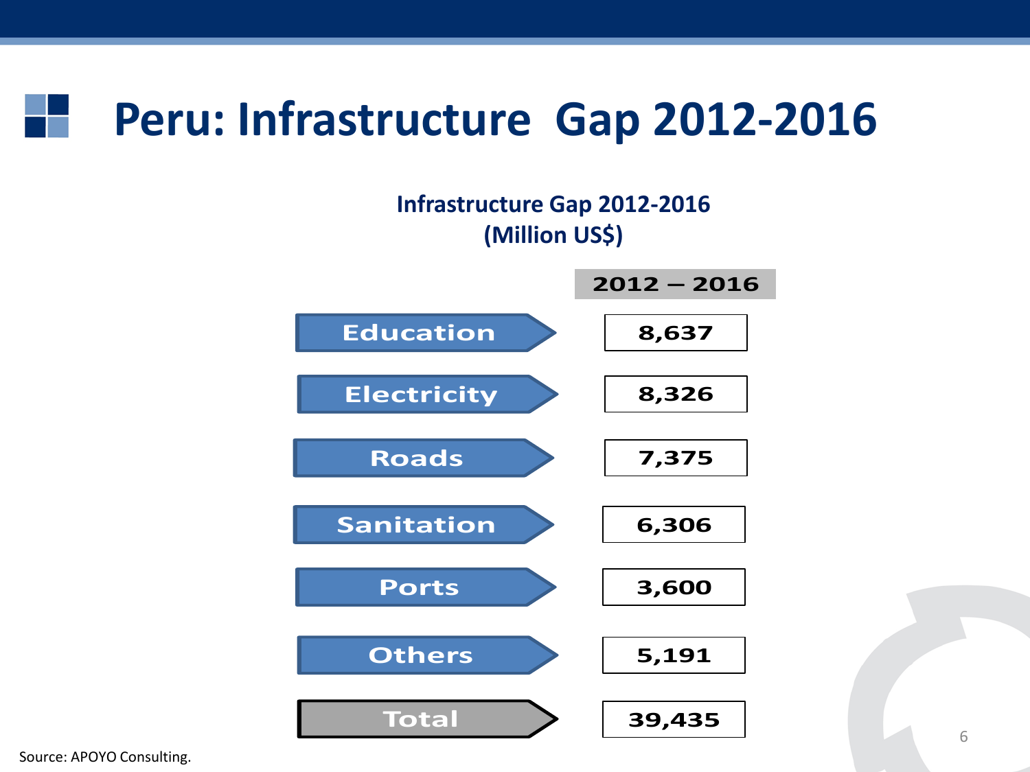# Peru: Infrastructure Gap 2012-2016

**Infrastructure Gap 2012-2016**
**(Million US$)**

| | 2012 – 2016 |
|---|---|
| Education | 8,637 |
| Electricity | 8,326 |
| Roads | 7,375 |
| Sanitation | 6,306 |
| Ports | 3,600 |
| Others | 5,191 |
| **Total** | **39,435** |

Source: APOYO Consulting.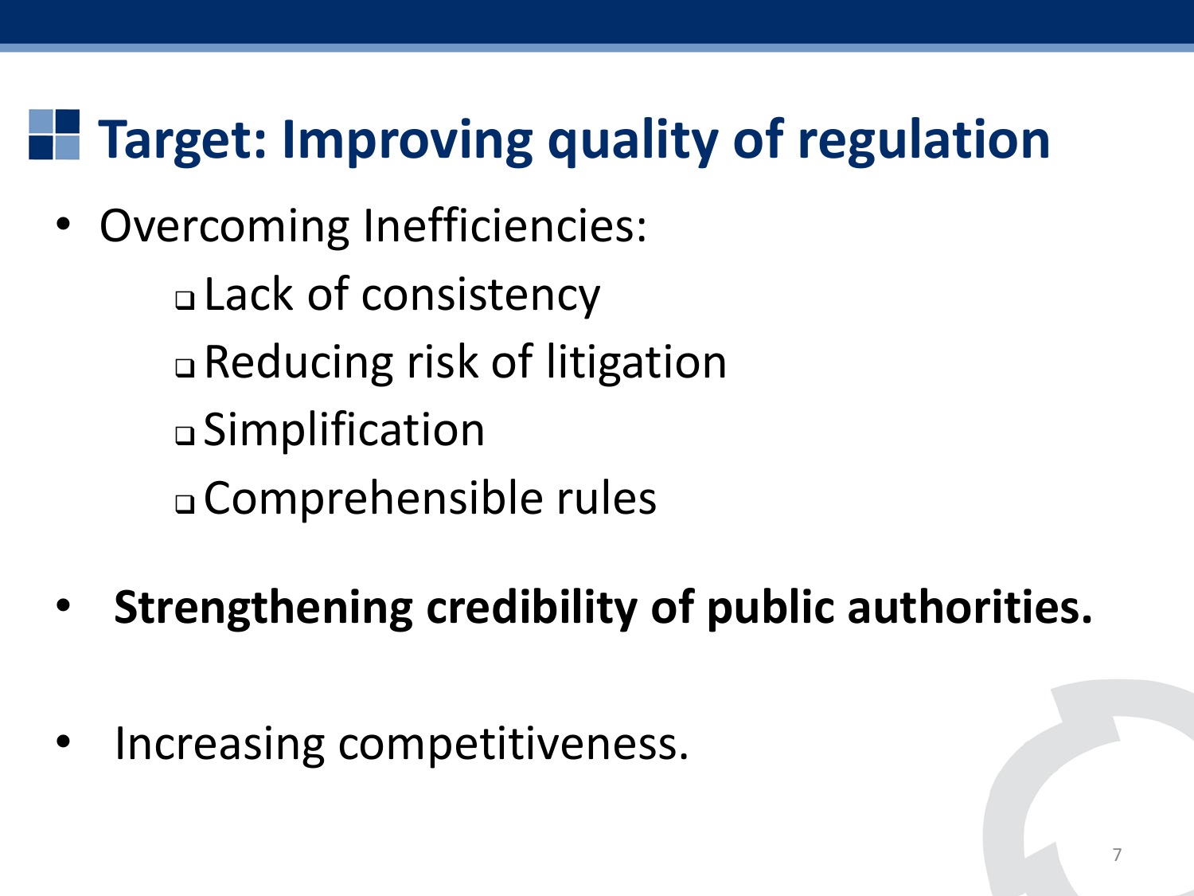# Target: Improving quality of regulation

- Overcoming Inefficiencies:
    - Lack of consistency
    - Reducing risk of litigation
    - Simplification
    - Comprehensible rules

- **Strengthening credibility of public authorities.**

- Increasing competitiveness.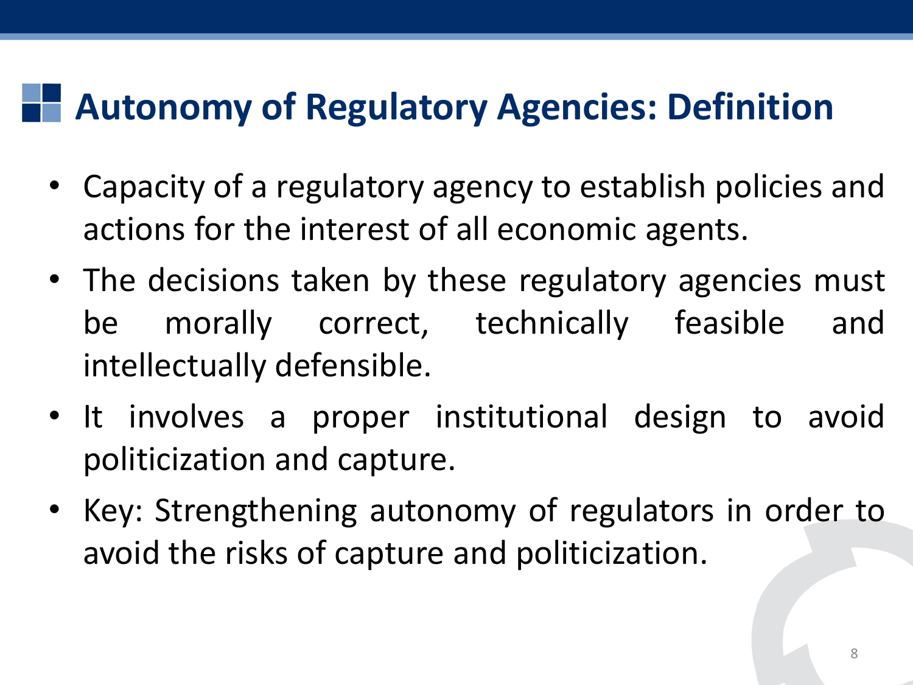# Autonomy of Regulatory Agencies: Definition

- Capacity of a regulatory agency to establish policies and actions for the interest of all economic agents.
- The decisions taken by these regulatory agencies must be morally correct, technically feasible and intellectually defensible.
- It involves a proper institutional design to avoid politicization and capture.
- Key: Strengthening autonomy of regulators in order to avoid the risks of capture and politicization.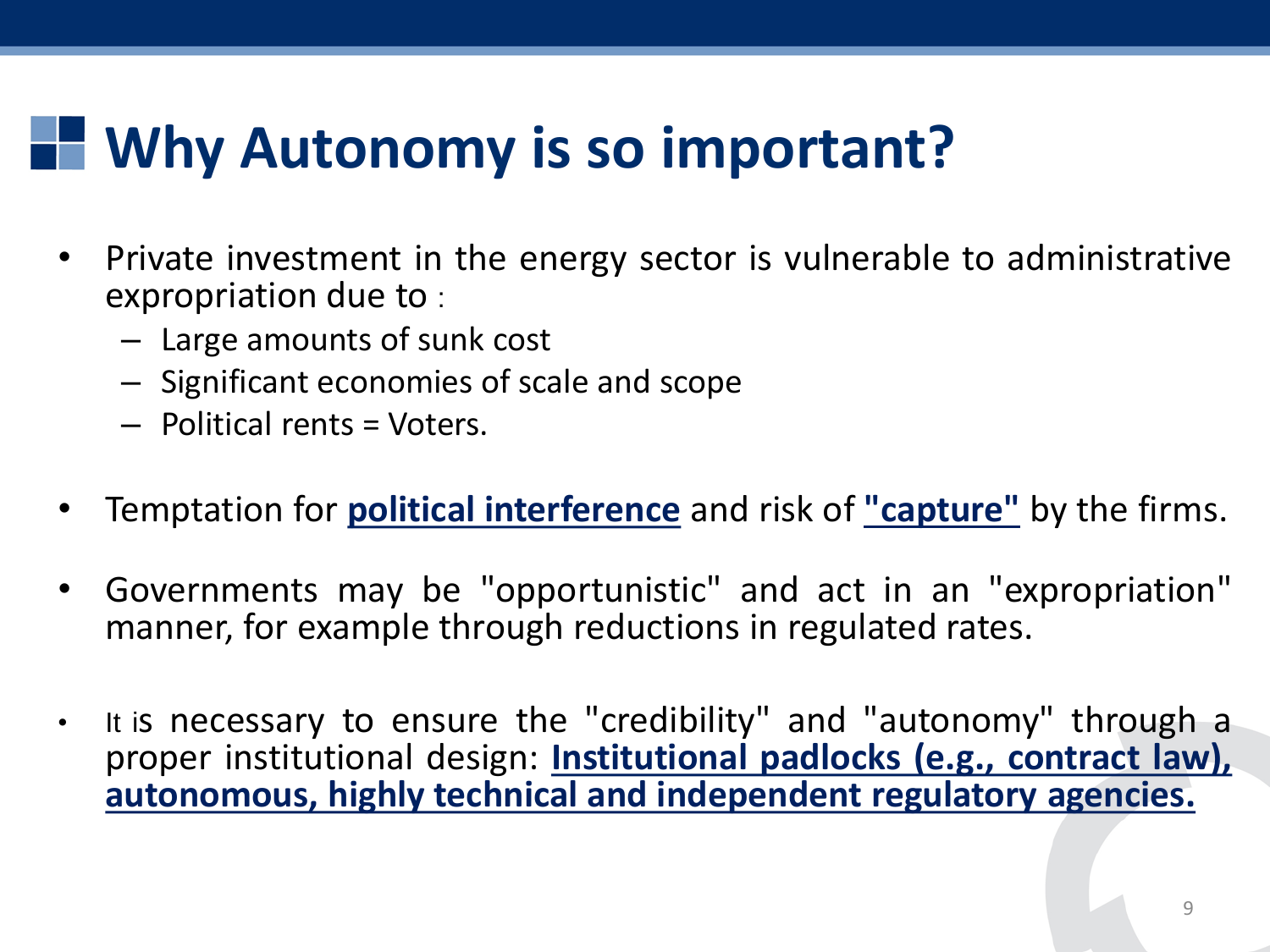# Why Autonomy is so important?

- Private investment in the energy sector is vulnerable to administrative expropriation due to :
  - Large amounts of sunk cost
  - Significant economies of scale and scope
  - Political rents = Voters.

- Temptation for **political interference** and risk of **"capture"** by the firms.

- Governments may be "opportunistic" and act in an "expropriation" manner, for example through reductions in regulated rates.

- It is necessary to ensure the "credibility" and "autonomy" through a proper institutional design: **Institutional padlocks (e.g., contract law), autonomous, highly technical and independent regulatory agencies.**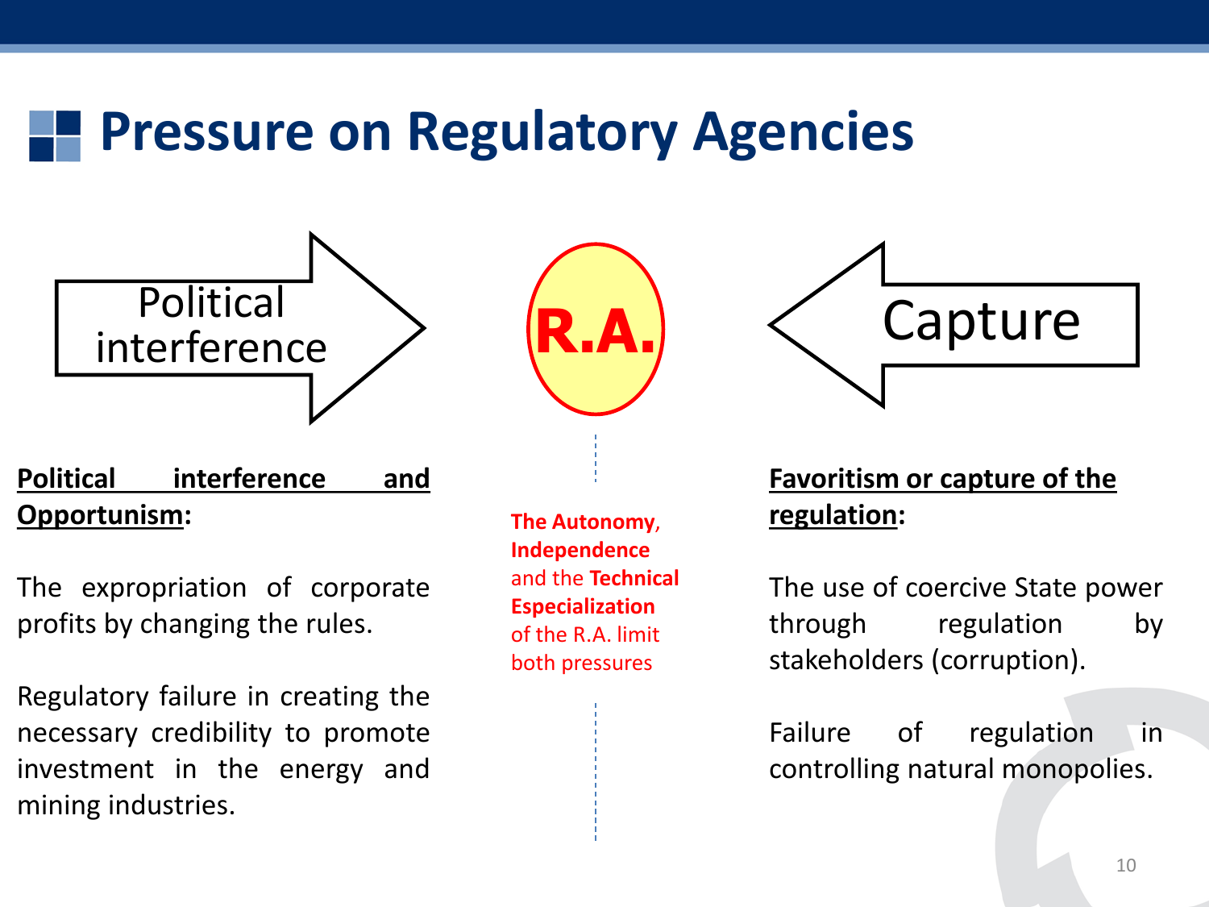# Pressure on Regulatory Agencies

Political interference → **R.A.** ← Capture

**Political interference and Opportunism:**

The expropriation of corporate profits by changing the rules.

Regulatory failure in creating the necessary credibility to promote investment in the energy and mining industries.

**The Autonomy, Independence** and the **Technical Especialization** of the R.A. limit both pressures

**Favoritism or capture of the regulation:**

The use of coercive State power through regulation by stakeholders (corruption).

Failure of regulation in controlling natural monopolies.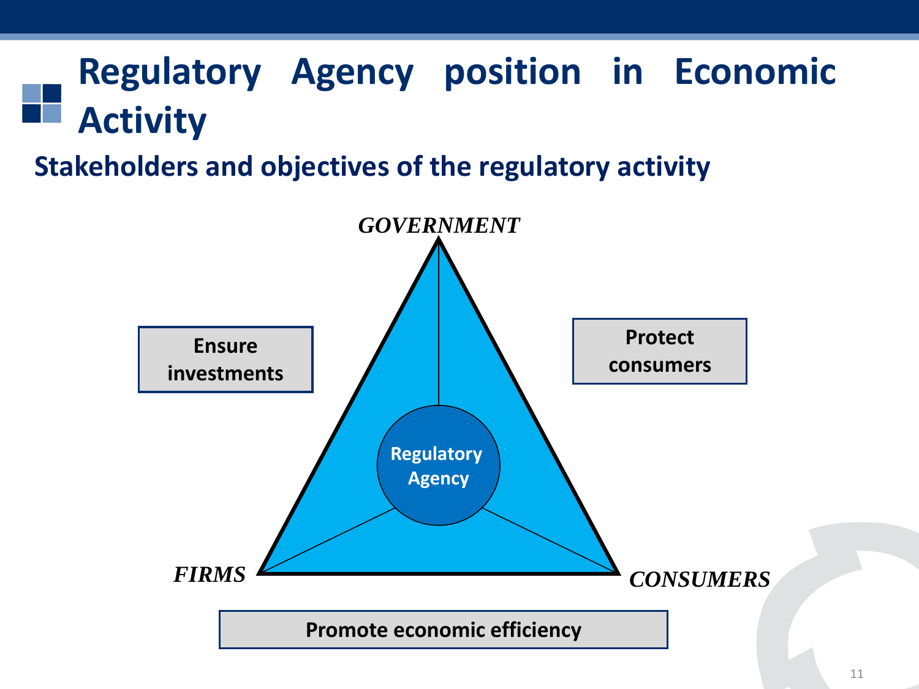# Regulatory Agency position in Economic Activity

## Stakeholders and objectives of the regulatory activity

*GOVERNMENT*

Ensure investments

Protect consumers

Regulatory Agency

*FIRMS*

*CONSUMERS*

Promote economic efficiency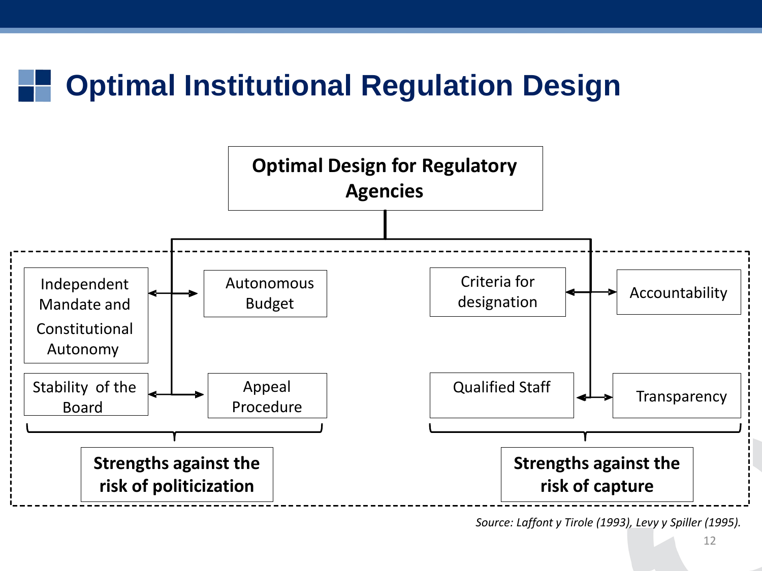# Optimal Institutional Regulation Design

**Optimal Design for Regulatory Agencies**

- Independent Mandate and Constitutional Autonomy
- Autonomous Budget
- Stability of the Board
- Appeal Procedure

**Strengths against the risk of politicization**

- Criteria for designation
- Accountability
- Qualified Staff
- Transparency

**Strengths against the risk of capture**

*Source: Laffont y Tirole (1993), Levy y Spiller (1995).*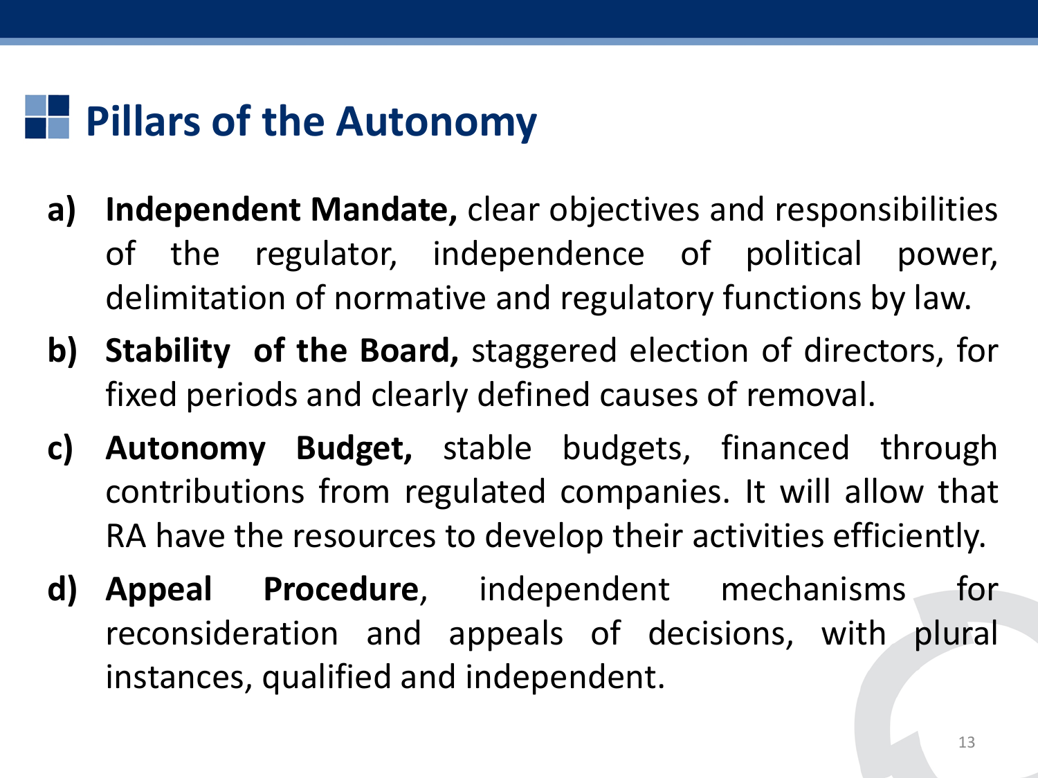# Pillars of the Autonomy

a) **Independent Mandate,** clear objectives and responsibilities of the regulator, independence of political power, delimitation of normative and regulatory functions by law.

b) **Stability of the Board,** staggered election of directors, for fixed periods and clearly defined causes of removal.

c) **Autonomy Budget,** stable budgets, financed through contributions from regulated companies. It will allow that RA have the resources to develop their activities efficiently.

d) **Appeal Procedure**, independent mechanisms for reconsideration and appeals of decisions, with plural instances, qualified and independent.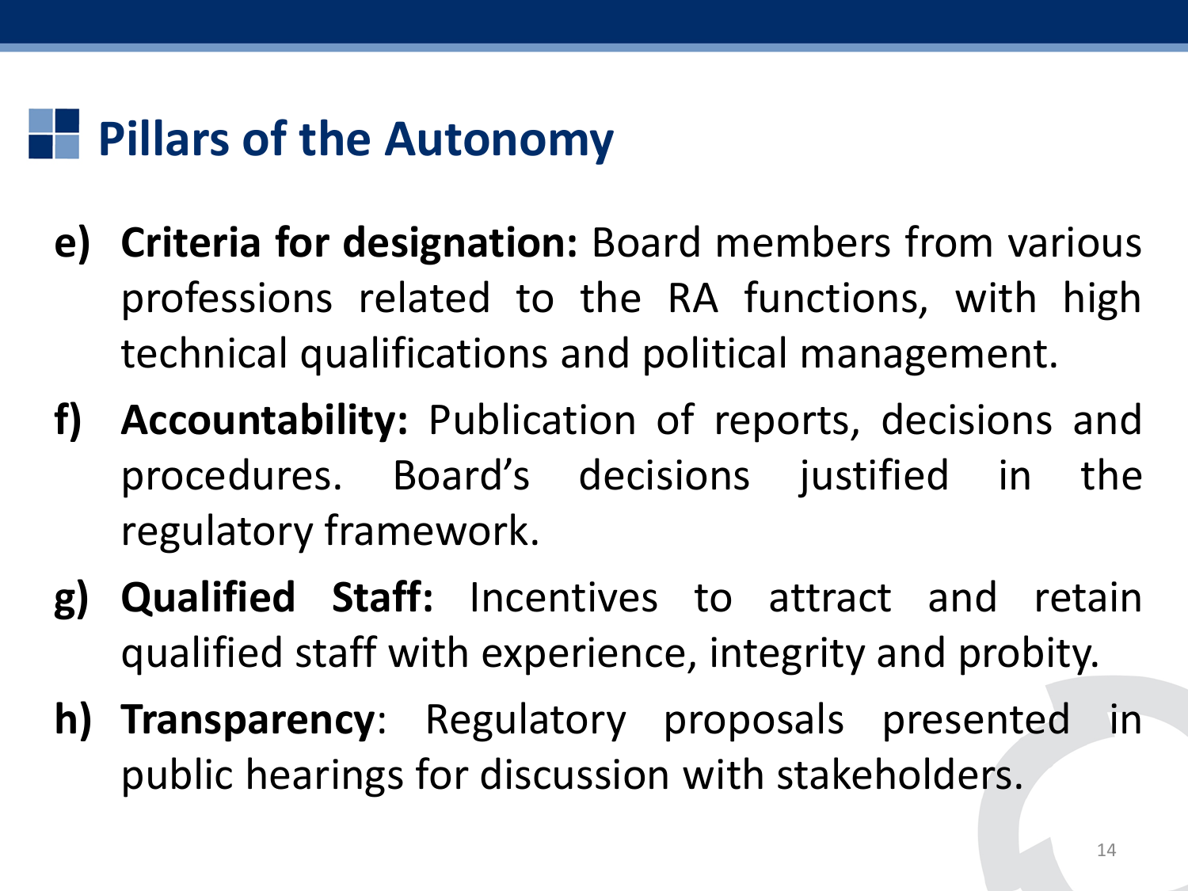# Pillars of the Autonomy

e) **Criteria for designation:** Board members from various professions related to the RA functions, with high technical qualifications and political management.

f) **Accountability:** Publication of reports, decisions and procedures. Board's decisions justified in the regulatory framework.

g) **Qualified Staff:** Incentives to attract and retain qualified staff with experience, integrity and probity.

h) **Transparency**: Regulatory proposals presented in public hearings for discussion with stakeholders.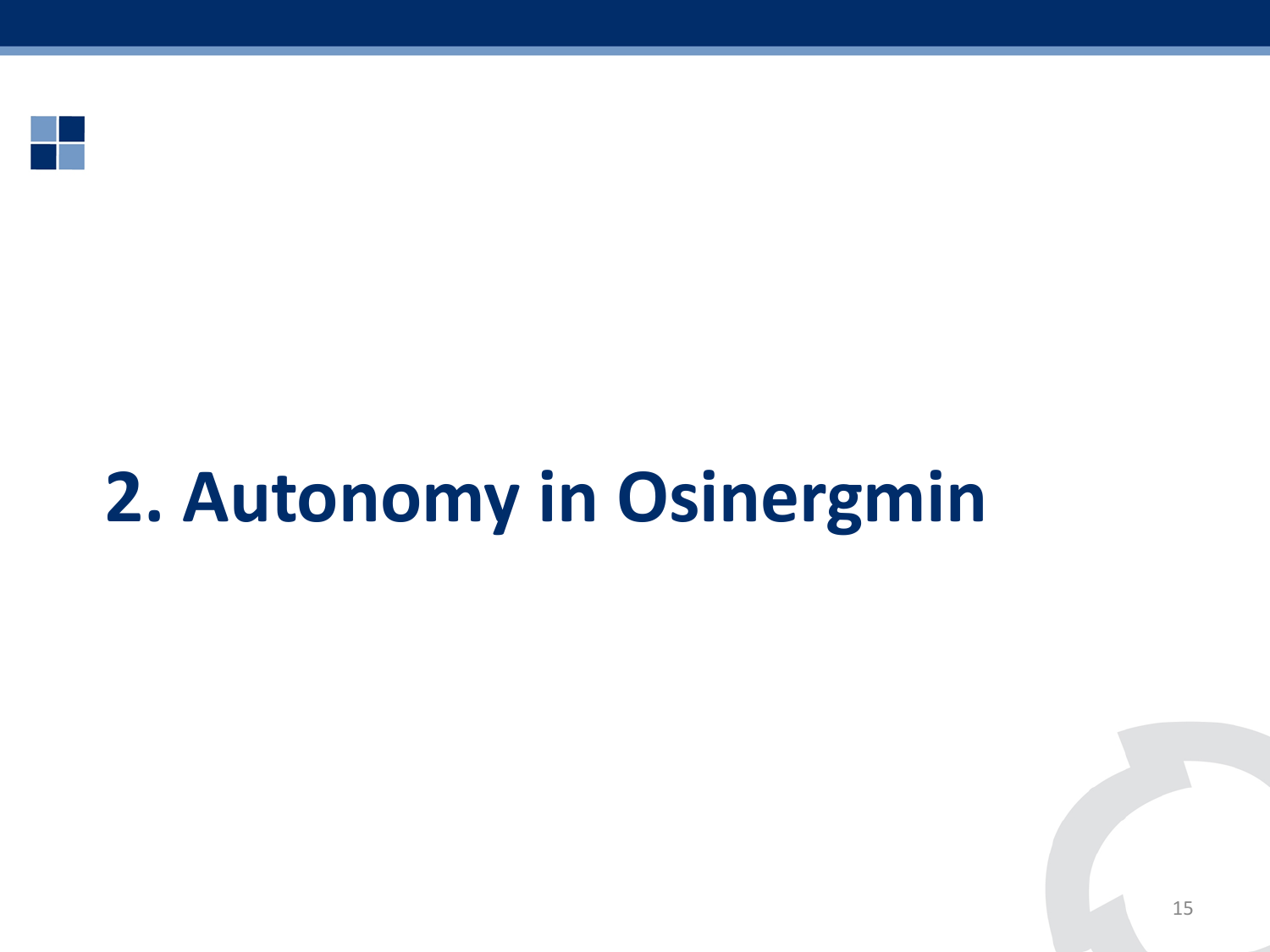# 2. Autonomy in Osinergmin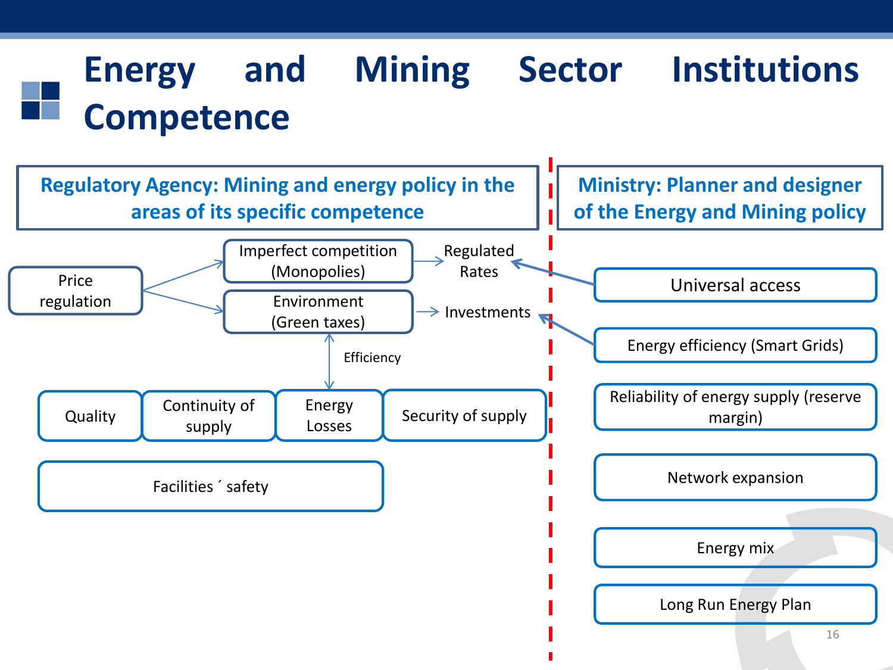# Energy and Mining Sector Institutions Competence

## Regulatory Agency: Mining and energy policy in the areas of its specific competence

- Price regulation
  - Imperfect competition (Monopolies) → Regulated Rates
  - Environment (Green taxes) → Investments
- Efficiency
- Quality
- Continuity of supply
- Energy Losses
- Security of supply
- Facilities´ safety

## Ministry: Planner and designer of the Energy and Mining policy

- Universal access
- Energy efficiency (Smart Grids)
- Reliability of energy supply (reserve margin)
- Network expansion
- Energy mix
- Long Run Energy Plan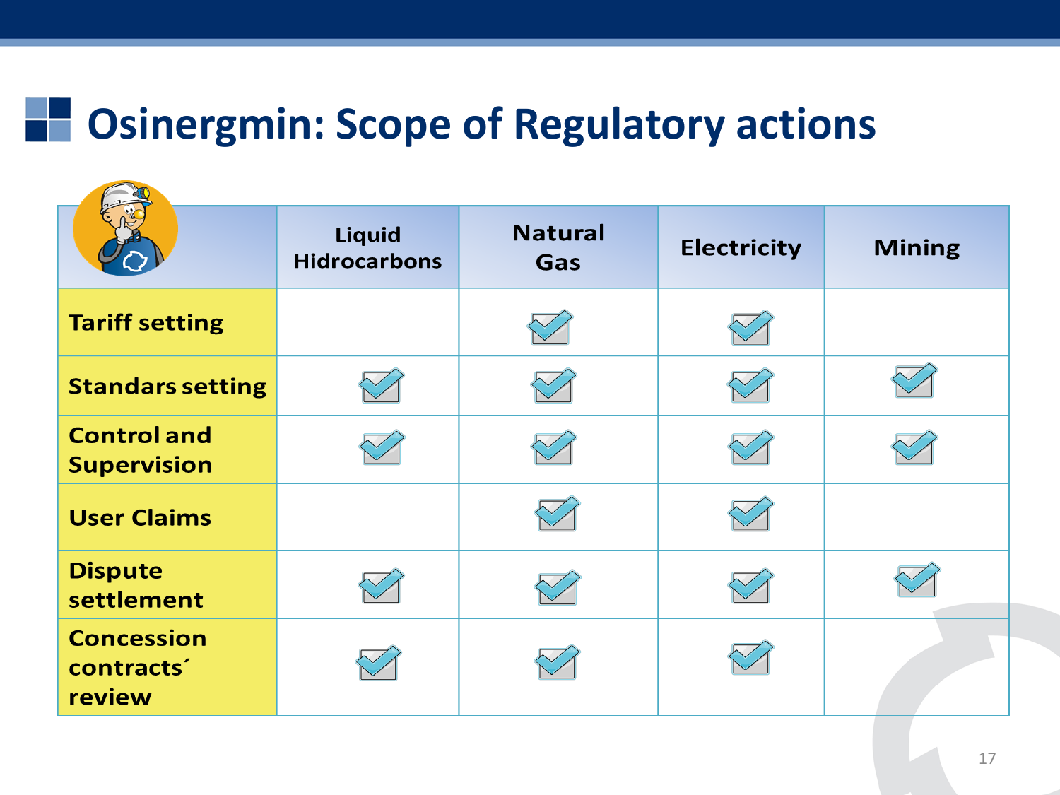# Osinergmin: Scope of Regulatory actions

| | Liquid Hidrocarbons | Natural Gas | Electricity | Mining |
|---|---|---|---|---|
| **Tariff setting** | | ✓ | ✓ | |
| **Standars setting** | ✓ | ✓ | ✓ | ✓ |
| **Control and Supervision** | ✓ | ✓ | ✓ | ✓ |
| **User Claims** | | ✓ | ✓ | |
| **Dispute settlement** | ✓ | ✓ | ✓ | ✓ |
| **Concession contracts´ review** | ✓ | ✓ | ✓ | |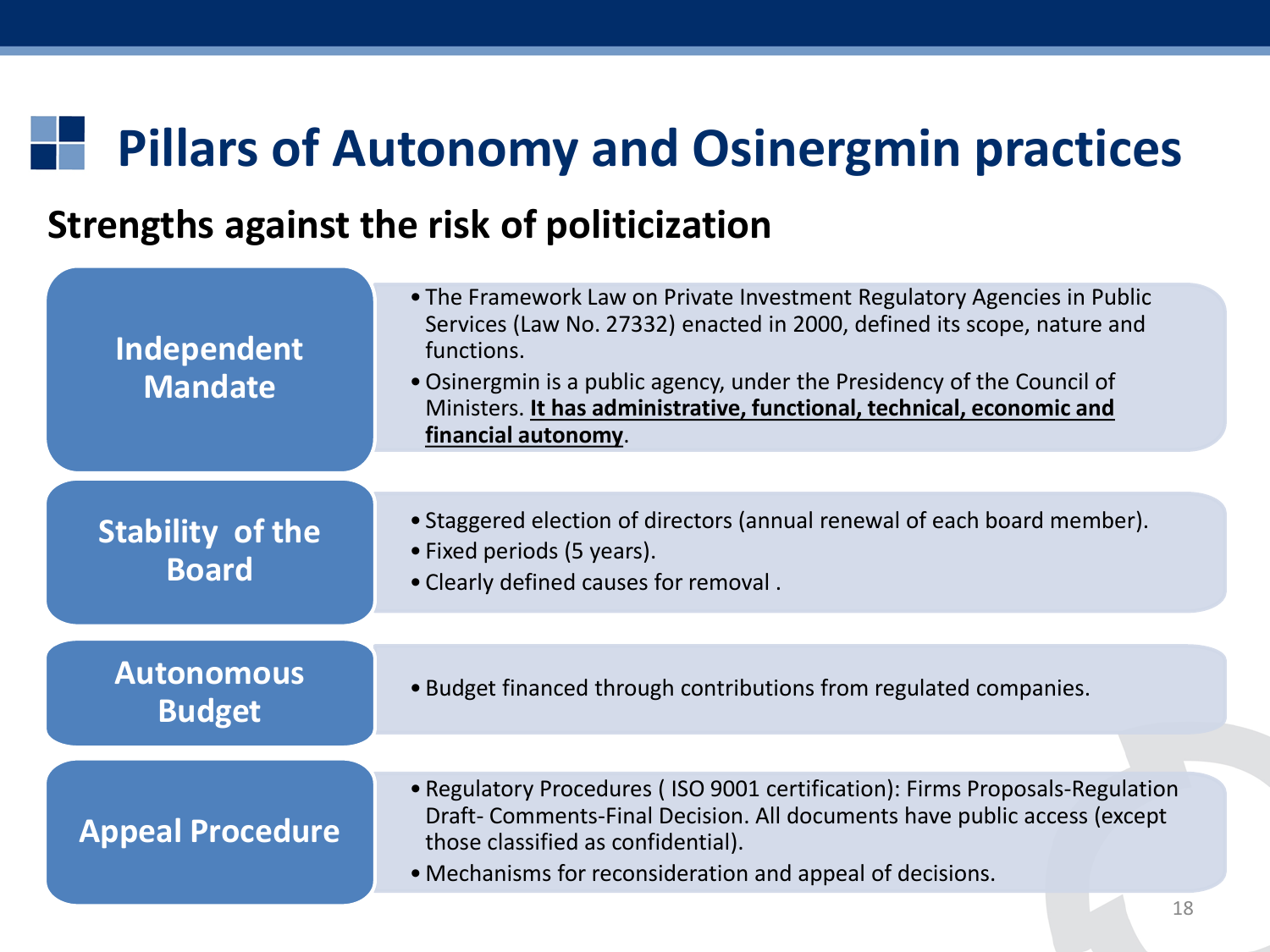# Pillars of Autonomy and Osinergmin practices

## Strengths against the risk of politicization

### Independent Mandate

- The Framework Law on Private Investment Regulatory Agencies in Public Services (Law No. 27332) enacted in 2000, defined its scope, nature and functions.
- Osinergmin is a public agency, under the Presidency of the Council of Ministers. **It has administrative, functional, technical, economic and financial autonomy**.

### Stability of the Board

- Staggered election of directors (annual renewal of each board member).
- Fixed periods (5 years).
- Clearly defined causes for removal .

### Autonomous Budget

- Budget financed through contributions from regulated companies.

### Appeal Procedure

- Regulatory Procedures ( ISO 9001 certification): Firms Proposals-Regulation Draft- Comments-Final Decision. All documents have public access (except those classified as confidential).
- Mechanisms for reconsideration and appeal of decisions.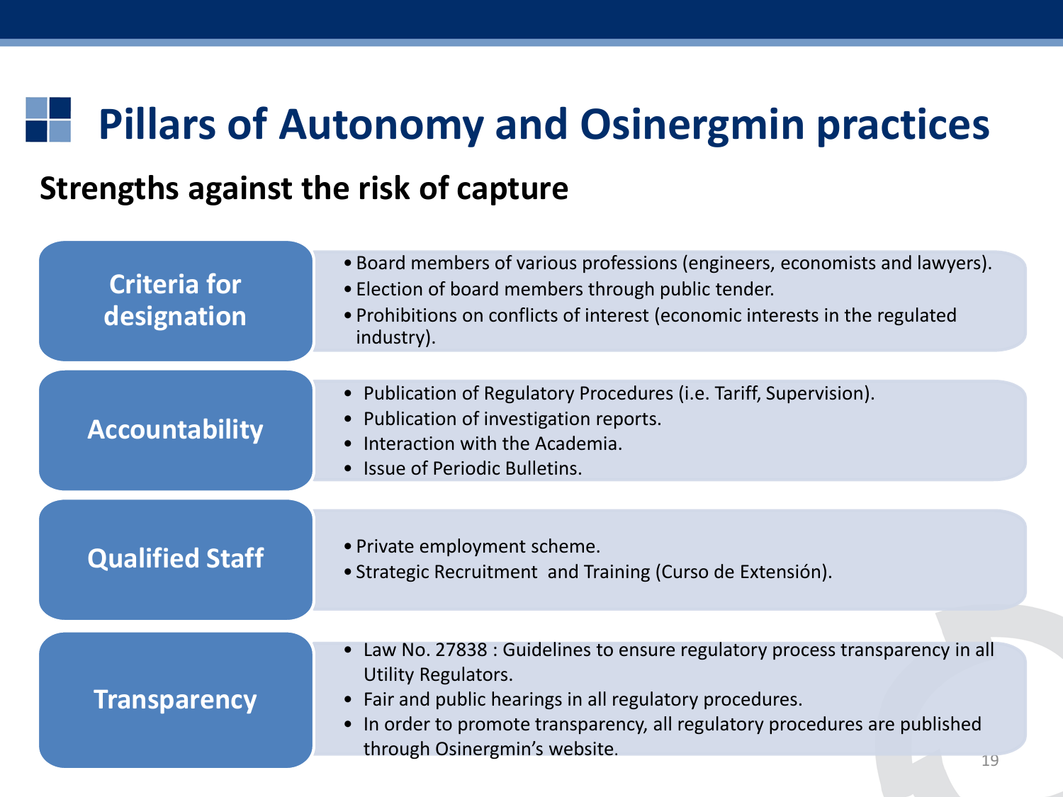# Pillars of Autonomy and Osinergmin practices

## Strengths against the risk of capture

### Criteria for designation

- Board members of various professions (engineers, economists and lawyers).
- Election of board members through public tender.
- Prohibitions on conflicts of interest (economic interests in the regulated industry).

### Accountability

- Publication of Regulatory Procedures (i.e. Tariff, Supervision).
- Publication of investigation reports.
- Interaction with the Academia.
- Issue of Periodic Bulletins.

### Qualified Staff

- Private employment scheme.
- Strategic Recruitment and Training (Curso de Extensión).

### Transparency

- Law No. 27838 : Guidelines to ensure regulatory process transparency in all Utility Regulators.
- Fair and public hearings in all regulatory procedures.
- In order to promote transparency, all regulatory procedures are published through Osinergmin's website.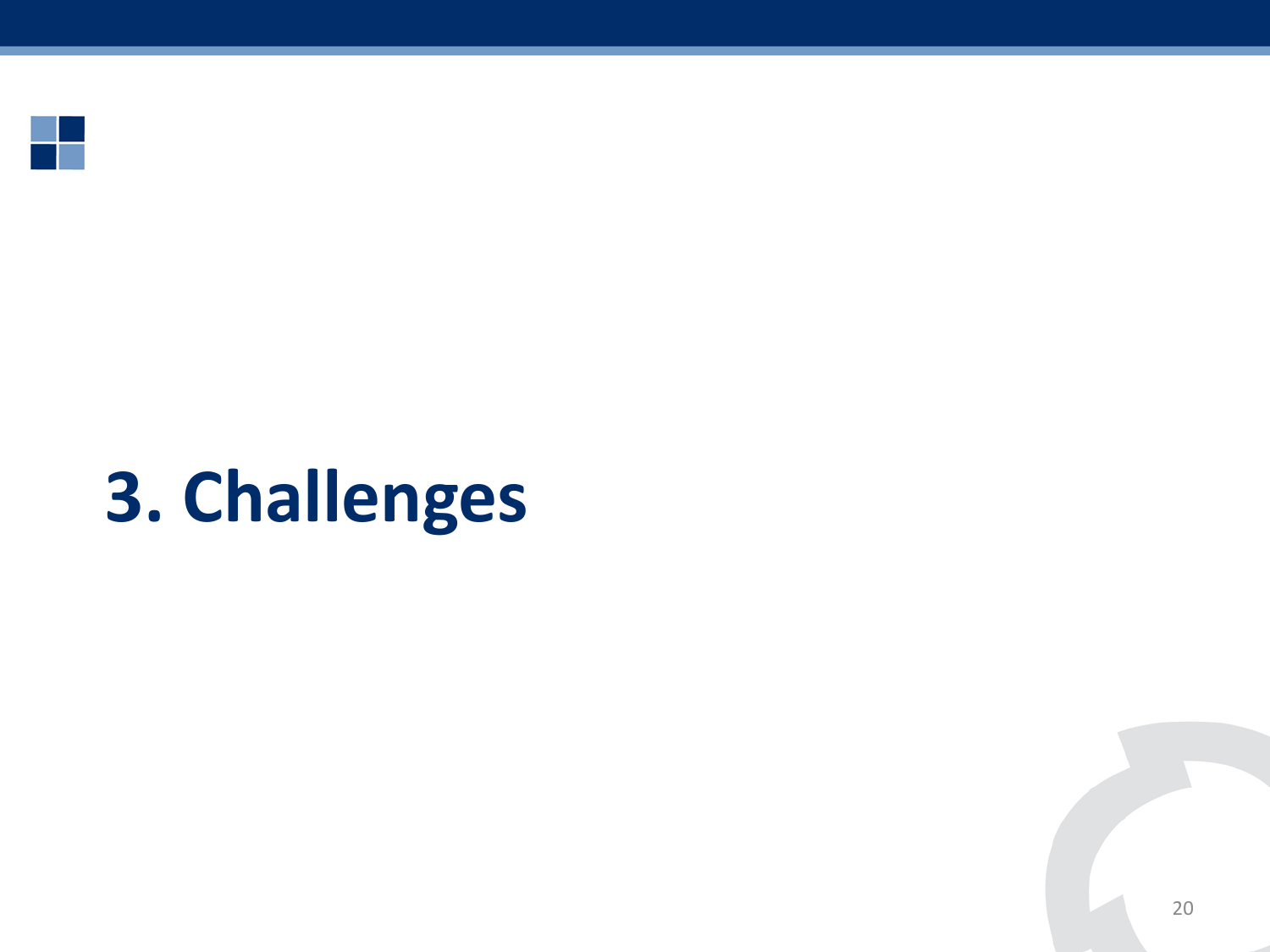# 3. Challenges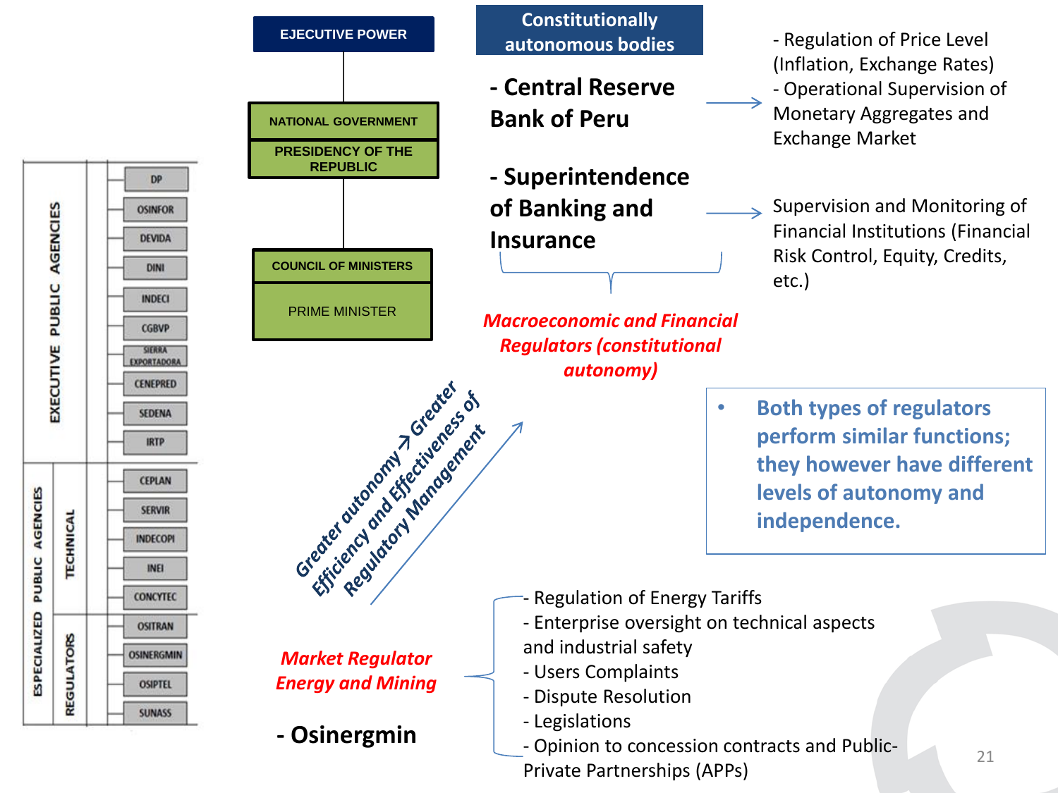EJECUTIVE POWER

NATIONAL GOVERNMENT

PRESIDENCY OF THE REPUBLIC

COUNCIL OF MINISTERS

PRIME MINISTER

**EXECUTIVE PUBLIC AGENCIES**

- DP
- OSINFOR
- DEVIDA
- DINI
- INDECI
- CGBVP
- SIERRA EXPORTADORA
- CENEPRED
- SEDENA
- IRTP

**ESPECIALIZED PUBLIC AGENCIES**

TECHNICAL

- CEPLAN
- SERVIR
- INDECOPI
- INEI
- CONCYTEC

REGULATORS

- OSITRAN
- OSINERGMIN
- OSIPTEL
- SUNASS

## Constitutionally autonomous bodies

**- Central Reserve Bank of Peru** → - Regulation of Price Level (Inflation, Exchange Rates) - Operational Supervision of Monetary Aggregates and Exchange Market

**- Superintendence of Banking and Insurance** → Supervision and Monitoring of Financial Institutions (Financial Risk Control, Equity, Credits, etc.)

*Macroeconomic and Financial Regulators (constitutional autonomy)*

- **Both types of regulators perform similar functions; they however have different levels of autonomy and independence.**

*Greater autonomy → Greater Efficiency and Effectiveness of Regulatory Management*

*Market Regulator Energy and Mining*

**- Osinergmin**

- Regulation of Energy Tariffs
- Enterprise oversight on technical aspects and industrial safety
- Users Complaints
- Dispute Resolution
- Legislations
- Opinion to concession contracts and Public-Private Partnerships (APPs)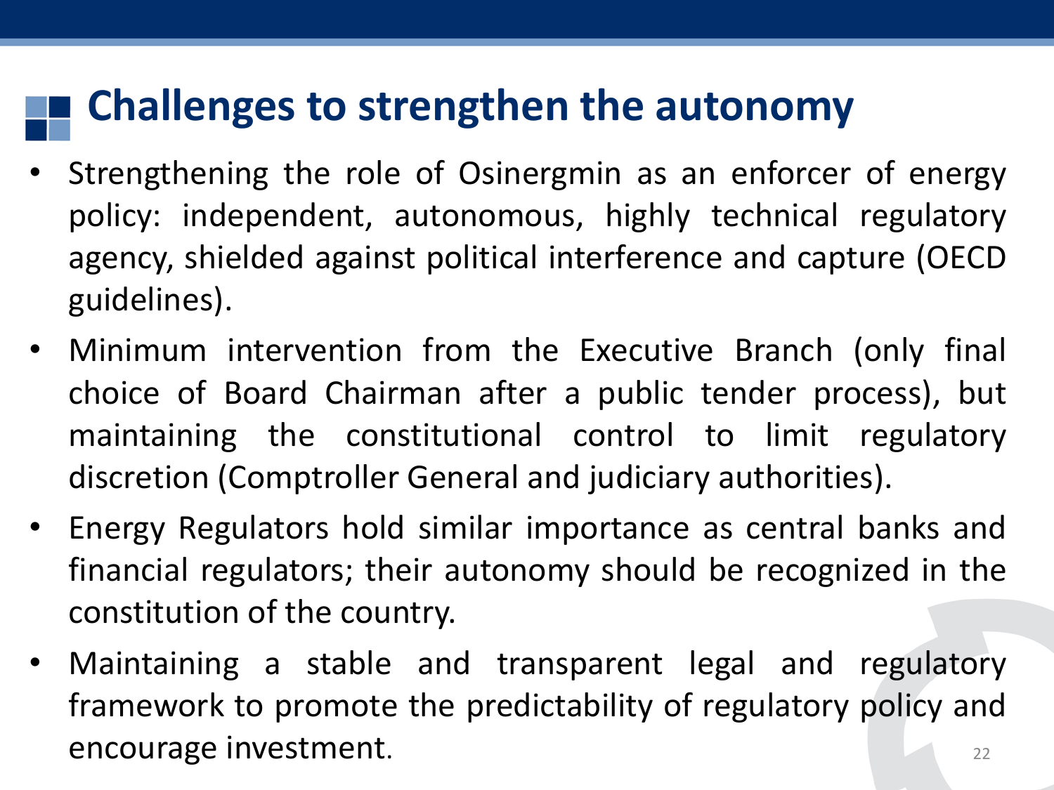# Challenges to strengthen the autonomy

- Strengthening the role of Osinergmin as an enforcer of energy policy: independent, autonomous, highly technical regulatory agency, shielded against political interference and capture (OECD guidelines).
- Minimum intervention from the Executive Branch (only final choice of Board Chairman after a public tender process), but maintaining the constitutional control to limit regulatory discretion (Comptroller General and judiciary authorities).
- Energy Regulators hold similar importance as central banks and financial regulators; their autonomy should be recognized in the constitution of the country.
- Maintaining a stable and transparent legal and regulatory framework to promote the predictability of regulatory policy and encourage investment.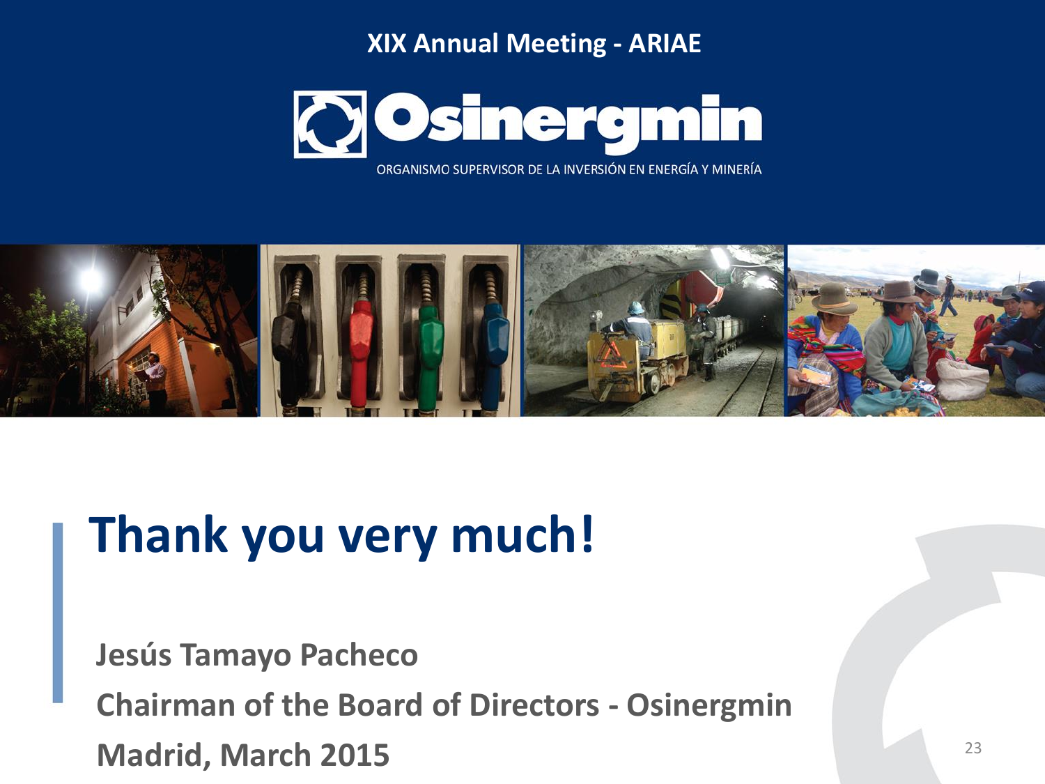XIX Annual Meeting - ARIAE

Osinergmin

ORGANISMO SUPERVISOR DE LA INVERSIÓN EN ENERGÍA Y MINERÍA

# Thank you very much!

**Jesús Tamayo Pacheco**

**Chairman of the Board of Directors - Osinergmin**

**Madrid, March 2015**